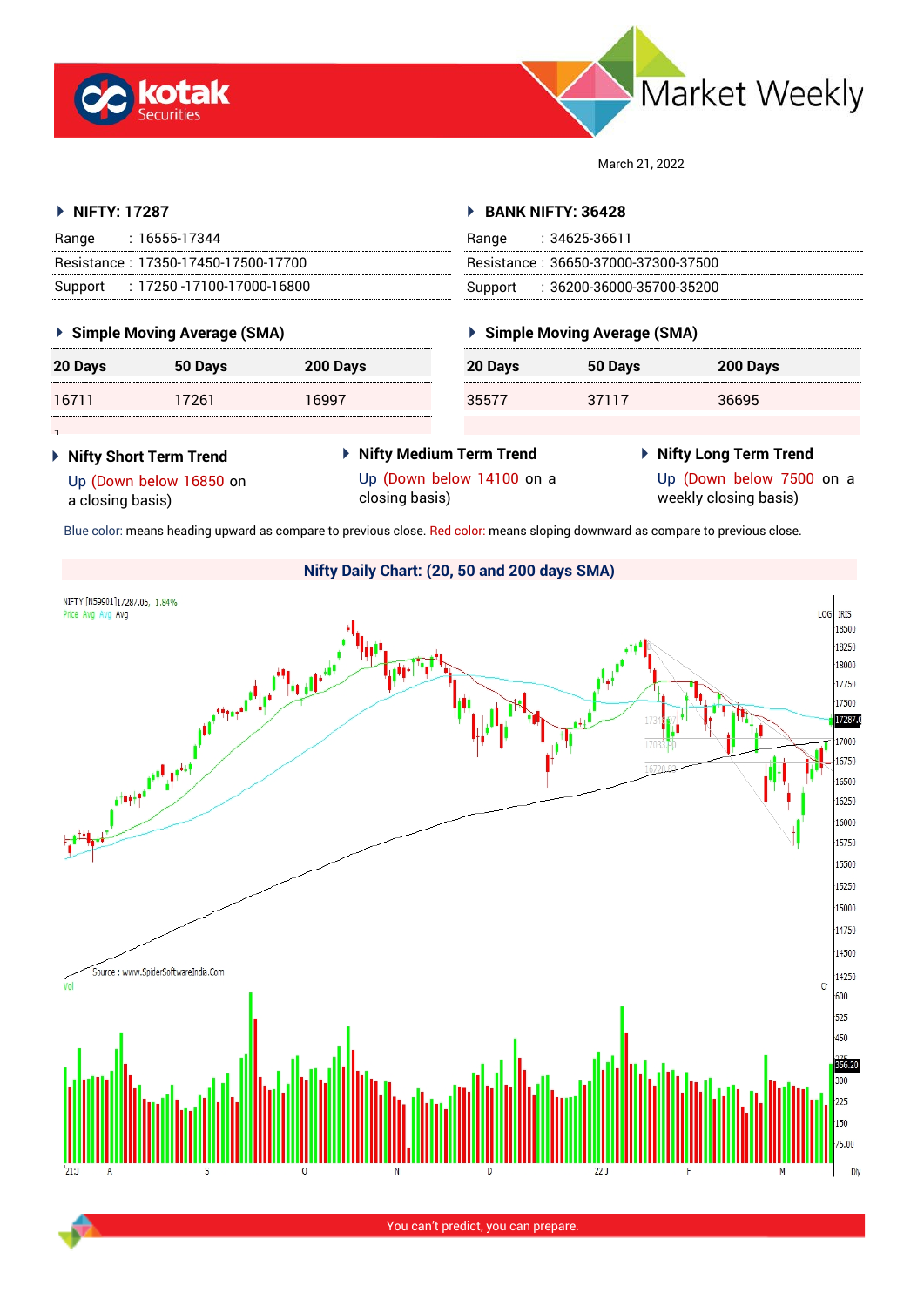Market Weekly

March 21, 2022

## NIFTY: 17287

| | |
|---|---|
| Range | : 16555-17344 |
| Resistance | : 17350-17450-17500-17700 |
| Support | : 17250 -17100-17000-16800 |

### Simple Moving Average (SMA)

| 20 Days | 50 Days | 200 Days |
|---|---|---|
| 16711 | 17261 | 16997 |

## BANK NIFTY: 36428

| | |
|---|---|
| Range | : 34625-36611 |
| Resistance | : 36650-37000-37300-37500 |
| Support | : 36200-36000-35700-35200 |

### Simple Moving Average (SMA)

| 20 Days | 50 Days | 200 Days |
|---|---|---|
| 35577 | 37117 | 36695 |

### Nifty Short Term Trend

Up (Down below 16850 on a closing basis)

### Nifty Medium Term Trend

Up (Down below 14100 on a closing basis)

### Nifty Long Term Trend

Up (Down below 7500 on a weekly closing basis)

Blue color: means heading upward as compare to previous close. Red color: means sloping downward as compare to previous close.

### Nifty Daily Chart: (20, 50 and 200 days SMA)

You can't predict, you can prepare.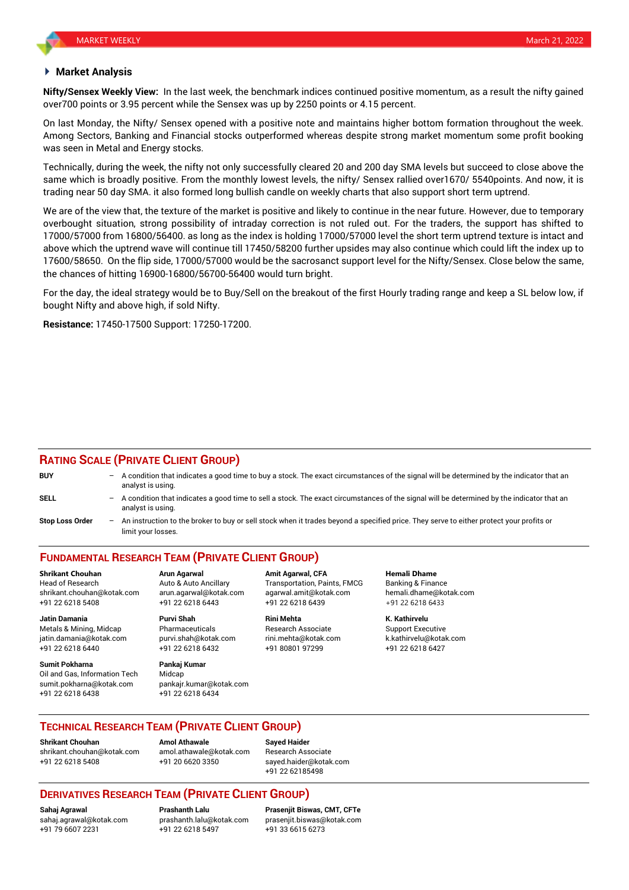## Market Analysis

**Nifty/Sensex Weekly View:** In the last week, the benchmark indices continued positive momentum, as a result the nifty gained over700 points or 3.95 percent while the Sensex was up by 2250 points or 4.15 percent.

On last Monday, the Nifty/ Sensex opened with a positive note and maintains higher bottom formation throughout the week. Among Sectors, Banking and Financial stocks outperformed whereas despite strong market momentum some profit booking was seen in Metal and Energy stocks.

Technically, during the week, the nifty not only successfully cleared 20 and 200 day SMA levels but succeed to close above the same which is broadly positive. From the monthly lowest levels, the nifty/ Sensex rallied over1670/ 5540points. And now, it is trading near 50 day SMA. it also formed long bullish candle on weekly charts that also support short term uptrend.

We are of the view that, the texture of the market is positive and likely to continue in the near future. However, due to temporary overbought situation, strong possibility of intraday correction is not ruled out. For the traders, the support has shifted to 17000/57000 from 16800/56400. as long as the index is holding 17000/57000 level the short term uptrend texture is intact and above which the uptrend wave will continue till 17450/58200 further upsides may also continue which could lift the index up to 17600/58650. On the flip side, 17000/57000 would be the sacrosanct support level for the Nifty/Sensex. Close below the same, the chances of hitting 16900-16800/56700-56400 would turn bright.

For the day, the ideal strategy would be to Buy/Sell on the breakout of the first Hourly trading range and keep a SL below low, if bought Nifty and above high, if sold Nifty.

**Resistance:** 17450-17500 Support: 17250-17200.

## RATING SCALE (PRIVATE CLIENT GROUP)

**BUY** – A condition that indicates a good time to buy a stock. The exact circumstances of the signal will be determined by the indicator that an analyst is using.

**SELL** – A condition that indicates a good time to sell a stock. The exact circumstances of the signal will be determined by the indicator that an analyst is using.

**Stop Loss Order** – An instruction to the broker to buy or sell stock when it trades beyond a specified price. They serve to either protect your profits or limit your losses.

## FUNDAMENTAL RESEARCH TEAM (PRIVATE CLIENT GROUP)

**Shrikant Chouhan**
Head of Research
shrikant.chouhan@kotak.com
+91 22 6218 5408

**Arun Agarwal**
Auto & Auto Ancillary
arun.agarwal@kotak.com
+91 22 6218 6443

**Amit Agarwal, CFA**
Transportation, Paints, FMCG
agarwal.amit@kotak.com
+91 22 6218 6439

**Hemali Dhame**
Banking & Finance
hemali.dhame@kotak.com
+91 22 6218 6433

**Jatin Damania**
Metals & Mining, Midcap
jatin.damania@kotak.com
+91 22 6218 6440

**Purvi Shah**
Pharmaceuticals
purvi.shah@kotak.com
+91 22 6218 6432

**Rini Mehta**
Research Associate
rini.mehta@kotak.com
+91 80801 97299

**K. Kathirvelu**
Support Executive
k.kathirvelu@kotak.com
+91 22 6218 6427

**Sumit Pokharna**
Oil and Gas, Information Tech
sumit.pokharna@kotak.com
+91 22 6218 6438

**Pankaj Kumar**
Midcap
pankajr.kumar@kotak.com
+91 22 6218 6434

## TECHNICAL RESEARCH TEAM (PRIVATE CLIENT GROUP)

**Shrikant Chouhan**
shrikant.chouhan@kotak.com
+91 22 6218 5408

**Amol Athawale**
amol.athawale@kotak.com
+91 20 6620 3350

**Sayed Haider**
Research Associate
sayed.haider@kotak.com
+91 22 62185498

## DERIVATIVES RESEARCH TEAM (PRIVATE CLIENT GROUP)

**Sahaj Agrawal**
sahaj.agrawal@kotak.com
+91 79 6607 2231

**Prashanth Lalu**
prashanth.lalu@kotak.com
+91 22 6218 5497

**Prasenjit Biswas, CMT, CFTe**
prasenjit.biswas@kotak.com
+91 33 6615 6273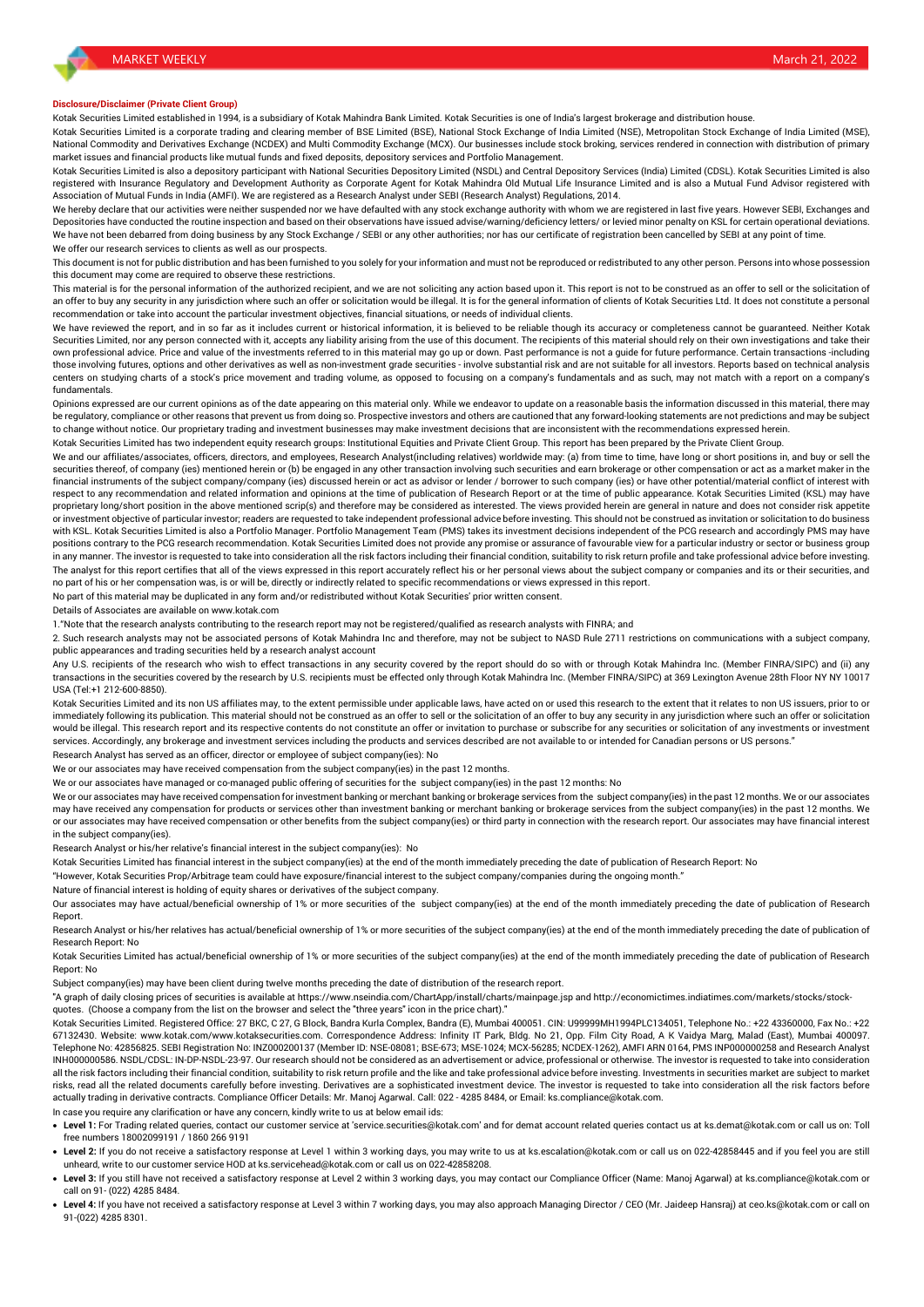**Disclosure/Disclaimer (Private Client Group)**

Kotak Securities Limited established in 1994, is a subsidiary of Kotak Mahindra Bank Limited. Kotak Securities is one of India's largest brokerage and distribution house.

Kotak Securities Limited is a corporate trading and clearing member of BSE Limited (BSE), National Stock Exchange of India Limited (NSE), Metropolitan Stock Exchange of India Limited (MSE), National Commodity and Derivatives Exchange (NCDEX) and Multi Commodity Exchange (MCX). Our businesses include stock broking, services rendered in connection with distribution of primary market issues and financial products like mutual funds and fixed deposits, depository services and Portfolio Management.

Kotak Securities Limited is also a depository participant with National Securities Depository Limited (NSDL) and Central Depository Services (India) Limited (CDSL). Kotak Securities Limited is also registered with Insurance Regulatory and Development Authority as Corporate Agent for Kotak Mahindra Old Mutual Life Insurance Limited and is also a Mutual Fund Advisor registered with Association of Mutual Funds in India (AMFI). We are registered as a Research Analyst under SEBI (Research Analyst) Regulations, 2014.

We hereby declare that our activities were neither suspended nor we have defaulted with any stock exchange authority with whom we are registered in last five years. However SEBI, Exchanges and Depositories have conducted the routine inspection and based on their observations have issued advise/warning/deficiency letters/ or levied minor penalty on KSL for certain operational deviations. We have not been debarred from doing business by any Stock Exchange / SEBI or any other authorities; nor has our certificate of registration been cancelled by SEBI at any point of time.

We offer our research services to clients as well as our prospects.

This document is not for public distribution and has been furnished to you solely for your information and must not be reproduced or redistributed to any other person. Persons into whose possession this document may come are required to observe these restrictions.

This material is for the personal information of the authorized recipient, and we are not soliciting any action based upon it. This report is not to be construed as an offer to sell or the solicitation of an offer to buy any security in any jurisdiction where such an offer or solicitation would be illegal. It is for the general information of clients of Kotak Securities Ltd. It does not constitute a personal recommendation or take into account the particular investment objectives, financial situations, or needs of individual clients.

We have reviewed the report, and in so far as it includes current or historical information, it is believed to be reliable though its accuracy or completeness cannot be guaranteed. Neither Kotak Securities Limited, nor any person connected with it, accepts any liability arising from the use of this document. The recipients of this material should rely on their own investigations and take their own professional advice. Price and value of the investments referred to in this material may go up or down. Past performance is not a guide for future performance. Certain transactions -including those involving futures, options and other derivatives as well as non-investment grade securities - involve substantial risk and are not suitable for all investors. Reports based on technical analysis centers on studying charts of a stock's price movement and trading volume, as opposed to focusing on a company's fundamentals and as such, may not match with a report on a company's fundamentals.

Opinions expressed are our current opinions as of the date appearing on this material only. While we endeavor to update on a reasonable basis the information discussed in this material, there may be regulatory, compliance or other reasons that prevent us from doing so. Prospective investors and others are cautioned that any forward-looking statements are not predictions and may be subject to change without notice. Our proprietary trading and investment businesses may make investment decisions that are inconsistent with the recommendations expressed herein.

Kotak Securities Limited has two independent equity research groups: Institutional Equities and Private Client Group. This report has been prepared by the Private Client Group.

We and our affiliates/associates, officers, directors, and employees, Research Analyst(including relatives) worldwide may: (a) from time to time, have long or short positions in, and buy or sell the securities thereof, of company (ies) mentioned herein or (b) be engaged in any other transaction involving such securities and earn brokerage or other compensation or act as a market maker in the financial instruments of the subject company/company (ies) discussed herein or act as advisor or lender / borrower to such company (ies) or have other potential/material conflict of interest with respect to any recommendation and related information and opinions at the time of publication of Research Report or at the time of public appearance. Kotak Securities Limited (KSL) may have proprietary long/short position in the above mentioned scrip(s) and therefore may be considered as interested. The views provided herein are general in nature and does not consider risk appetite or investment objective of particular investor; readers are requested to take independent professional advice before investing. This should not be construed as invitation or solicitation to do business with KSL. Kotak Securities Limited is also a Portfolio Manager. Portfolio Management Team (PMS) takes its investment decisions independent of the PCG research and accordingly PMS may have positions contrary to the PCG research recommendation. Kotak Securities Limited does not provide any promise or assurance of favourable view for a particular industry or sector or business group in any manner. The investor is requested to take into consideration all the risk factors including their financial condition, suitability to risk return profile and take professional advice before investing.

The analyst for this report certifies that all of the views expressed in this report accurately reflect his or her personal views about the subject company or companies and its or their securities, and no part of his or her compensation was, is or will be, directly or indirectly related to specific recommendations or views expressed in this report.

No part of this material may be duplicated in any form and/or redistributed without Kotak Securities' prior written consent.

Details of Associates are available on www.kotak.com

1."Note that the research analysts contributing to the research report may not be registered/qualified as research analysts with FINRA; and

2. Such research analysts may not be associated persons of Kotak Mahindra Inc and therefore, may not be subject to NASD Rule 2711 restrictions on communications with a subject company, public appearances and trading securities held by a research analyst account

Any U.S. recipients of the research who wish to effect transactions in any security covered by the report should do so with or through Kotak Mahindra Inc. (Member FINRA/SIPC) and (ii) any transactions in the securities covered by the research by U.S. recipients must be effected only through Kotak Mahindra Inc. (Member FINRA/SIPC) at 369 Lexington Avenue 28th Floor NY NY 10017 USA (Tel:+1 212-600-8850).

Kotak Securities Limited and its non US affiliates may, to the extent permissible under applicable laws, have acted on or used this research to the extent that it relates to non US issuers, prior to or immediately following its publication. This material should not be construed as an offer to sell or the solicitation of an offer to buy any security in any jurisdiction where such an offer or solicitation would be illegal. This research report and its respective contents do not constitute an offer or invitation to purchase or subscribe for any securities or solicitation of any investments or investment services. Accordingly, any brokerage and investment services including the products and services described are not available to or intended for Canadian persons or US persons."

Research Analyst has served as an officer, director or employee of subject company(ies): No

We or our associates may have received compensation from the subject company(ies) in the past 12 months.

We or our associates have managed or co-managed public offering of securities for the subject company(ies) in the past 12 months: No

We or our associates may have received compensation for investment banking or merchant banking or brokerage services from the subject company(ies) in the past 12 months. We or our associates may have received any compensation for products or services other than investment banking or merchant banking or brokerage services from the subject company(ies) in the past 12 months. We or our associates may have received compensation or other benefits from the subject company(ies) or third party in connection with the research report. Our associates may have financial interest in the subject company(ies).

Research Analyst or his/her relative's financial interest in the subject company(ies): No

Kotak Securities Limited has financial interest in the subject company(ies) at the end of the month immediately preceding the date of publication of Research Report: No

"However, Kotak Securities Prop/Arbitrage team could have exposure/financial interest to the subject company/companies during the ongoing month."

Nature of financial interest is holding of equity shares or derivatives of the subject company.

Our associates may have actual/beneficial ownership of 1% or more securities of the subject company(ies) at the end of the month immediately preceding the date of publication of Research Report.

Research Analyst or his/her relatives has actual/beneficial ownership of 1% or more securities of the subject company(ies) at the end of the month immediately preceding the date of publication of Research Report: No

Kotak Securities Limited has actual/beneficial ownership of 1% or more securities of the subject company(ies) at the end of the month immediately preceding the date of publication of Research Report: No

Subject company(ies) may have been client during twelve months preceding the date of distribution of the research report.

"A graph of daily closing prices of securities is available at https://www.nseindia.com/ChartApp/install/charts/mainpage.jsp and http://economictimes.indiatimes.com/markets/stocks/stock-quotes. (Choose a company from the list on the browser and select the "three years" icon in the price chart)."

Kotak Securities Limited. Registered Office: 27 BKC, C 27, G Block, Bandra Kurla Complex, Bandra (E), Mumbai 400051. CIN: U99999MH1994PLC134051, Telephone No.: +22 43360000, Fax No.: +22 67132430. Website: www.kotak.com/www.kotaksecurities.com. Correspondence Address: Infinity IT Park, Bldg. No 21, Opp. Film City Road, A K Vaidya Marg, Malad (East), Mumbai 400097. Telephone No: 42856825. SEBI Registration No: INZ000200137 (Member ID: NSE-08081; BSE-673; MSE-1024; MCX-56285; NCDEX-1262), AMFI ARN 0164, PMS INP000000258 and Research Analyst INH000000586. NSDL/CDSL: IN-DP-NSDL-23-97. Our research should not be considered as an advertisement or advice, professional or otherwise. The investor is requested to take into consideration all the risk factors including their financial condition, suitability to risk return profile and the like and take professional advice before investing. Investments in securities market are subject to market risks, read all the related documents carefully before investing. Derivatives are a sophisticated investment device. The investor is requested to take into consideration all the risk factors before actually trading in derivative contracts. Compliance Officer Details: Mr. Manoj Agarwal. Call: 022 - 4285 8484, or Email: ks.compliance@kotak.com.

In case you require any clarification or have any concern, kindly write to us at below email ids:

- **Level 1:** For Trading related queries, contact our customer service at 'service.securities@kotak.com' and for demat account related queries contact us at ks.demat@kotak.com or call us on: Toll free numbers 18002099191 / 1860 266 9191
- **Level 2:** If you do not receive a satisfactory response at Level 1 within 3 working days, you may write to us at ks.escalation@kotak.com or call us on 022-42858445 and if you feel you are still unheard, write to our customer service HOD at ks.servicehead@kotak.com or call us on 022-42858208.
- **Level 3:** If you still have not received a satisfactory response at Level 2 within 3 working days, you may contact our Compliance Officer (Name: Manoj Agarwal) at ks.compliance@kotak.com or call on 91- (022) 4285 8484.
- **Level 4:** If you have not received a satisfactory response at Level 3 within 7 working days, you may also approach Managing Director / CEO (Mr. Jaideep Hansraj) at ceo.ks@kotak.com or call on 91-(022) 4285 8301.